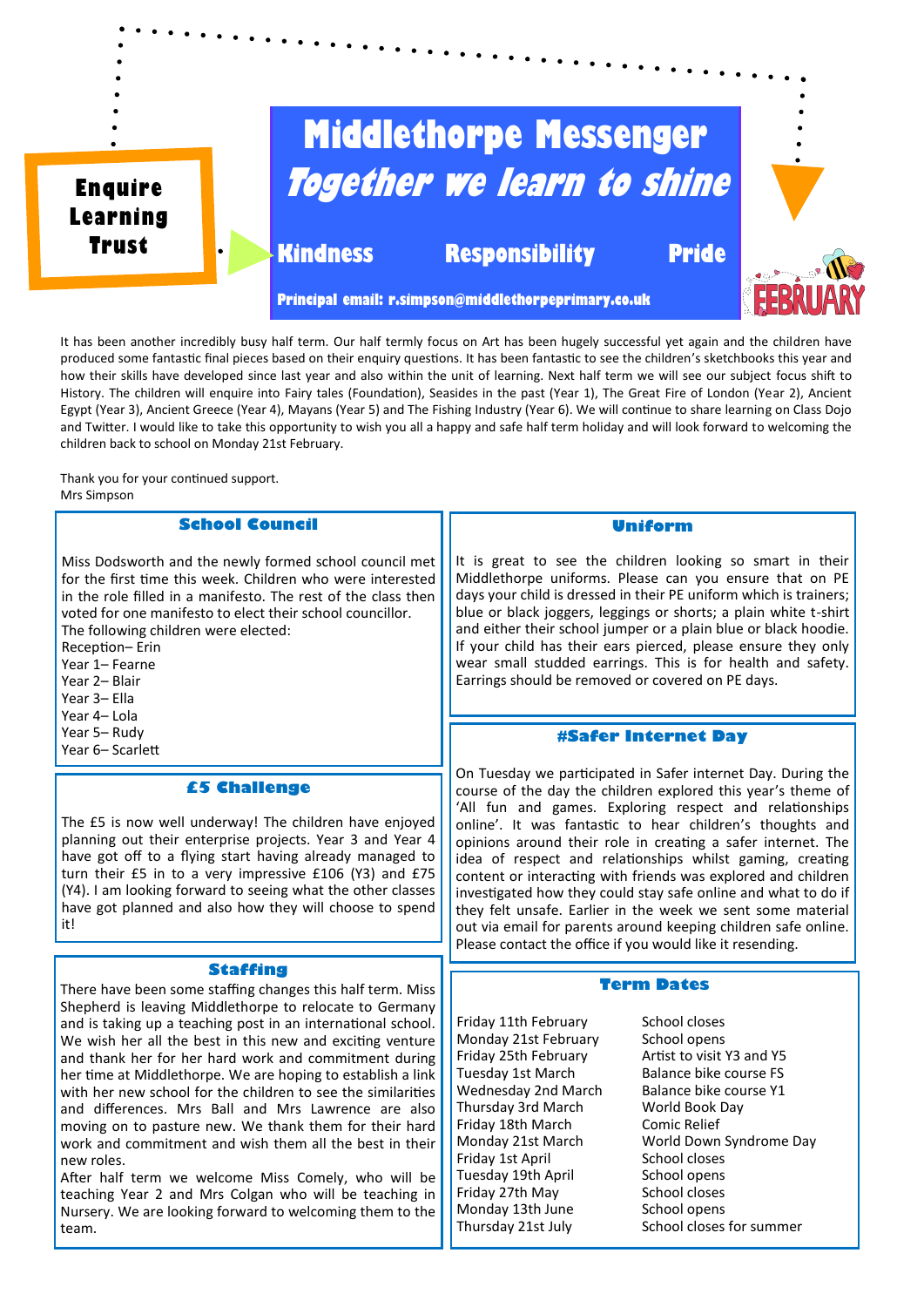**Enquire Learning Trust**

# Middlethorpe Messenger

## *Together we learn to shine*

**Kindness** **Responsibility** **Pride**

**Principal email: r.simpson@middlethorpeprimary.co.uk**

FEBRUARY

It has been another incredibly busy half term. Our half termly focus on Art has been hugely successful yet again and the children have produced some fantastic final pieces based on their enquiry questions. It has been fantastic to see the children's sketchbooks this year and how their skills have developed since last year and also within the unit of learning. Next half term we will see our subject focus shift to History. The children will enquire into Fairy tales (Foundation), Seasides in the past (Year 1), The Great Fire of London (Year 2), Ancient Egypt (Year 3), Ancient Greece (Year 4), Mayans (Year 5) and The Fishing Industry (Year 6). We will continue to share learning on Class Dojo and Twitter. I would like to take this opportunity to wish you all a happy and safe half term holiday and will look forward to welcoming the children back to school on Monday 21st February.

Thank you for your continued support.
Mrs Simpson

### School Council

Miss Dodsworth and the newly formed school council met for the first time this week. Children who were interested in the role filled in a manifesto. The rest of the class then voted for one manifesto to elect their school councillor.
The following children were elected:
Reception– Erin
Year 1– Fearne
Year 2– Blair
Year 3– Ella
Year 4– Lola
Year 5– Rudy
Year 6– Scarlett

### £5 Challenge

The £5 is now well underway! The children have enjoyed planning out their enterprise projects. Year 3 and Year 4 have got off to a flying start having already managed to turn their £5 in to a very impressive £106 (Y3) and £75 (Y4). I am looking forward to seeing what the other classes have got planned and also how they will choose to spend it!

### Staffing

There have been some staffing changes this half term. Miss Shepherd is leaving Middlethorpe to relocate to Germany and is taking up a teaching post in an international school. We wish her all the best in this new and exciting venture and thank her for her hard work and commitment during her time at Middlethorpe. We are hoping to establish a link with her new school for the children to see the similarities and differences. Mrs Ball and Mrs Lawrence are also moving on to pasture new. We thank them for their hard work and commitment and wish them all the best in their new roles.
After half term we welcome Miss Comely, who will be teaching Year 2 and Mrs Colgan who will be teaching in Nursery. We are looking forward to welcoming them to the team.

### Uniform

It is great to see the children looking so smart in their Middlethorpe uniforms. Please can you ensure that on PE days your child is dressed in their PE uniform which is trainers; blue or black joggers, leggings or shorts; a plain white t-shirt and either their school jumper or a plain blue or black hoodie. If your child has their ears pierced, please ensure they only wear small studded earrings. This is for health and safety. Earrings should be removed or covered on PE days.

### #Safer Internet Day

On Tuesday we participated in Safer internet Day. During the course of the day the children explored this year's theme of 'All fun and games. Exploring respect and relationships online'. It was fantastic to hear children's thoughts and opinions around their role in creating a safer internet. The idea of respect and relationships whilst gaming, creating content or interacting with friends was explored and children investigated how they could stay safe online and what to do if they felt unsafe. Earlier in the week we sent some material out via email for parents around keeping children safe online. Please contact the office if you would like it resending.

### Term Dates

| | |
|---|---|
| Friday 11th February | School closes |
| Monday 21st February | School opens |
| Friday 25th February | Artist to visit Y3 and Y5 |
| Tuesday 1st March | Balance bike course FS |
| Wednesday 2nd March | Balance bike course Y1 |
| Thursday 3rd March | World Book Day |
| Friday 18th March | Comic Relief |
| Monday 21st March | World Down Syndrome Day |
| Friday 1st April | School closes |
| Tuesday 19th April | School opens |
| Friday 27th May | School closes |
| Monday 13th June | School opens |
| Thursday 21st July | School closes for summer |